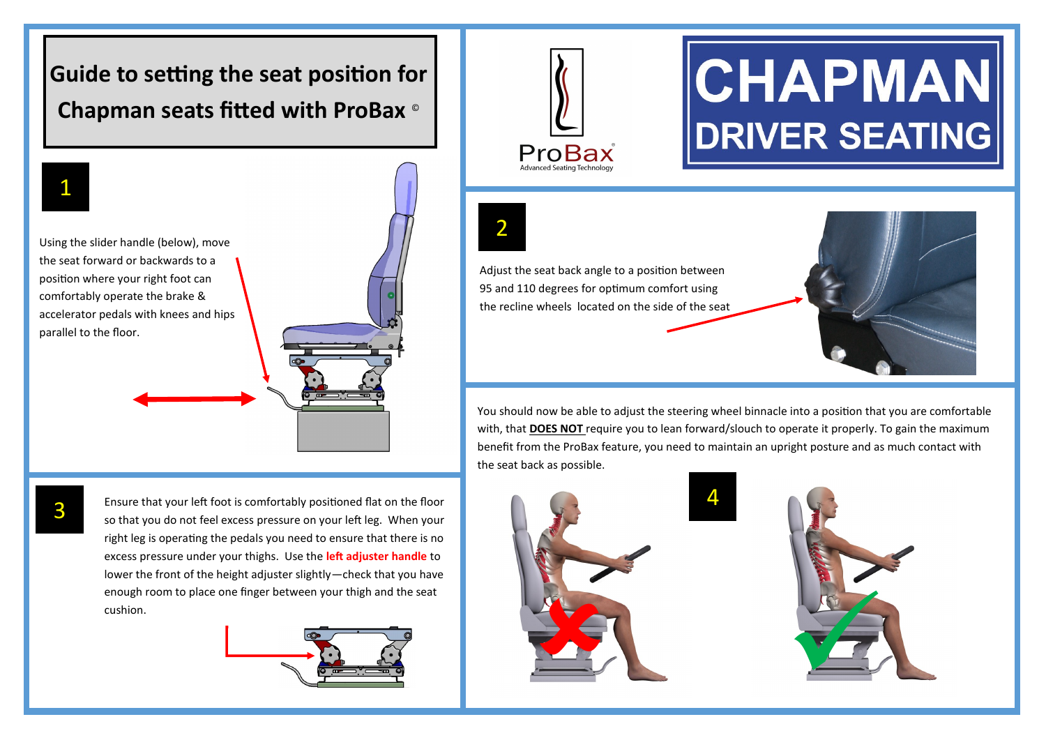# Guide to setting the seat position for Chapman seats fitted with ProBax ©

ProBax® Advanced Seating Technology

CHAPMAN DRIVER SEATING

## 1

Using the slider handle (below), move the seat forward or backwards to a position where your right foot can comfortably operate the brake & accelerator pedals with knees and hips parallel to the floor.

## 2

Adjust the seat back angle to a position between 95 and 110 degrees for optimum comfort using the recline wheels located on the side of the seat

## 3

Ensure that your left foot is comfortably positioned flat on the floor so that you do not feel excess pressure on your left leg. When your right leg is operating the pedals you need to ensure that there is no excess pressure under your thighs. Use the **left adjuster handle** to lower the front of the height adjuster slightly—check that you have enough room to place one finger between your thigh and the seat cushion.

## 4

You should now be able to adjust the steering wheel binnacle into a position that you are comfortable with, that **DOES NOT** require you to lean forward/slouch to operate it properly. To gain the maximum benefit from the ProBax feature, you need to maintain an upright posture and as much contact with the seat back as possible.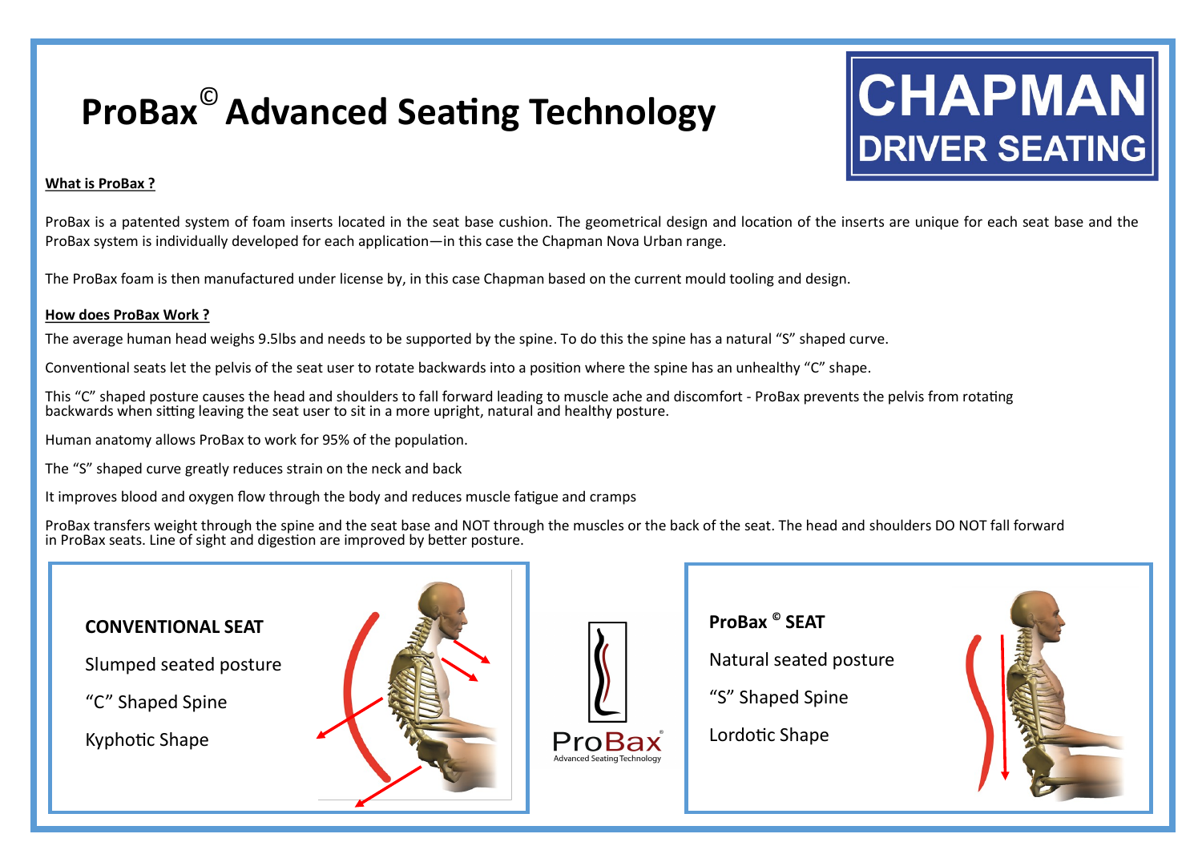# ProBax© Advanced Seating Technology

CHAPMAN DRIVER SEATING

**What is ProBax ?**

ProBax is a patented system of foam inserts located in the seat base cushion. The geometrical design and location of the inserts are unique for each seat base and the ProBax system is individually developed for each application—in this case the Chapman Nova Urban range.

The ProBax foam is then manufactured under license by, in this case Chapman based on the current mould tooling and design.

**How does ProBax Work ?**

The average human head weighs 9.5lbs and needs to be supported by the spine. To do this the spine has a natural "S" shaped curve.

Conventional seats let the pelvis of the seat user to rotate backwards into a position where the spine has an unhealthy "C" shape.

This "C" shaped posture causes the head and shoulders to fall forward leading to muscle ache and discomfort - ProBax prevents the pelvis from rotating backwards when sitting leaving the seat user to sit in a more upright, natural and healthy posture.

Human anatomy allows ProBax to work for 95% of the population.

The "S" shaped curve greatly reduces strain on the neck and back

It improves blood and oxygen flow through the body and reduces muscle fatigue and cramps

ProBax transfers weight through the spine and the seat base and NOT through the muscles or the back of the seat. The head and shoulders DO NOT fall forward in ProBax seats. Line of sight and digestion are improved by better posture.

**CONVENTIONAL SEAT**

Slumped seated posture

"C" Shaped Spine

Kyphotic Shape

ProBax
Advanced Seating Technology

**ProBax © SEAT**

Natural seated posture

"S" Shaped Spine

Lordotic Shape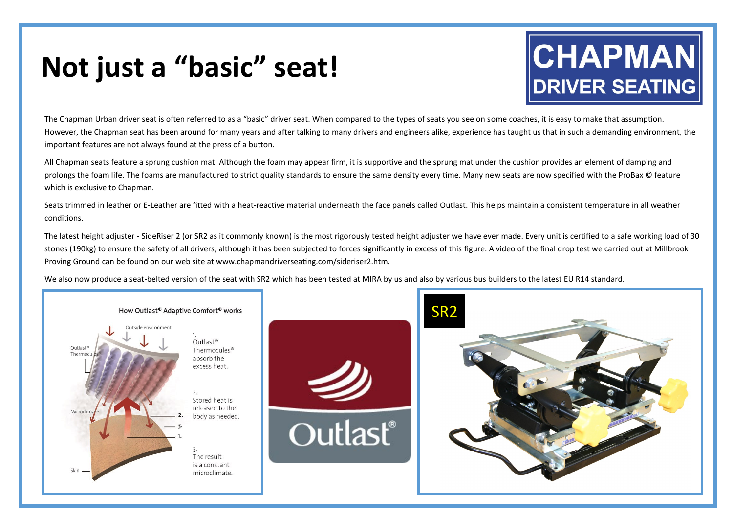# Not just a “basic” seat!

**CHAPMAN DRIVER SEATING**

The Chapman Urban driver seat is often referred to as a “basic” driver seat. When compared to the types of seats you see on some coaches, it is easy to make that assumption. However, the Chapman seat has been around for many years and after talking to many drivers and engineers alike, experience has taught us that in such a demanding environment, the important features are not always found at the press of a button.

All Chapman seats feature a sprung cushion mat. Although the foam may appear firm, it is supportive and the sprung mat under the cushion provides an element of damping and prolongs the foam life. The foams are manufactured to strict quality standards to ensure the same density every time. Many new seats are now specified with the ProBax © feature which is exclusive to Chapman.

Seats trimmed in leather or E-Leather are fitted with a heat-reactive material underneath the face panels called Outlast. This helps maintain a consistent temperature in all weather conditions.

The latest height adjuster - SideRiser 2 (or SR2 as it commonly known) is the most rigorously tested height adjuster we have ever made. Every unit is certified to a safe working load of 30 stones (190kg) to ensure the safety of all drivers, although it has been subjected to forces significantly in excess of this figure. A video of the final drop test we carried out at Millbrook Proving Ground can be found on our web site at www.chapmandriverseating.com/sideriser2.htm.

We also now produce a seat-belted version of the seat with SR2 which has been tested at MIRA by us and also by various bus builders to the latest EU R14 standard.

How Outlast® Adaptive Comfort® works

Outside environment

Outlast® Thermocules

Microclimate

Skin

1. Outlast® Thermocules® absorb the excess heat.

2. Stored heat is released to the body as needed.

3. The result is a constant microclimate.

Outlast®

SR2